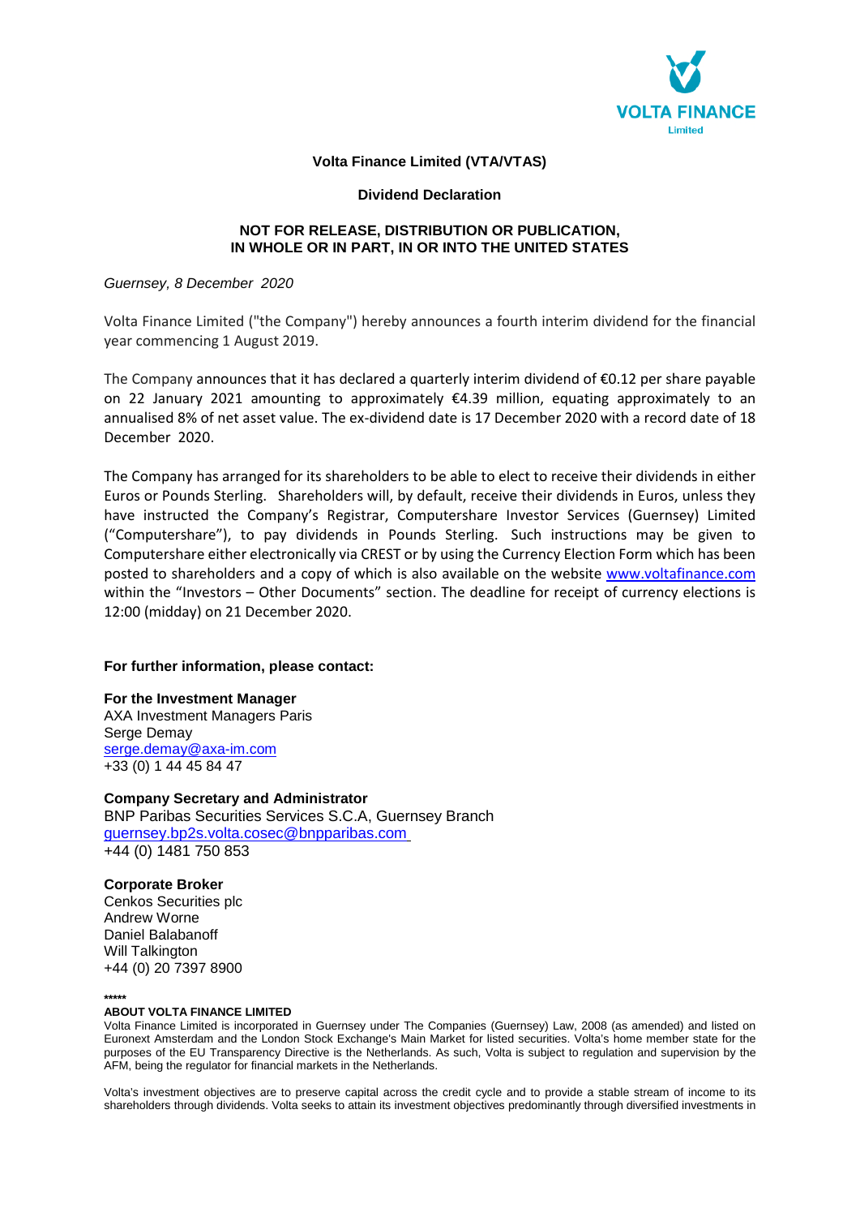VOLTA FINANCE Limited

**Volta Finance Limited (VTA/VTAS)**

**Dividend Declaration**

**NOT FOR RELEASE, DISTRIBUTION OR PUBLICATION, IN WHOLE OR IN PART, IN OR INTO THE UNITED STATES**

*Guernsey, 8 December 2020*

Volta Finance Limited ("the Company") hereby announces a fourth interim dividend for the financial year commencing 1 August 2019.

The Company announces that it has declared a quarterly interim dividend of €0.12 per share payable on 22 January 2021 amounting to approximately €4.39 million, equating approximately to an annualised 8% of net asset value. The ex-dividend date is 17 December 2020 with a record date of 18 December 2020.

The Company has arranged for its shareholders to be able to elect to receive their dividends in either Euros or Pounds Sterling. Shareholders will, by default, receive their dividends in Euros, unless they have instructed the Company's Registrar, Computershare Investor Services (Guernsey) Limited ("Computershare"), to pay dividends in Pounds Sterling. Such instructions may be given to Computershare either electronically via CREST or by using the Currency Election Form which has been posted to shareholders and a copy of which is also available on the website www.voltafinance.com within the "Investors – Other Documents" section. The deadline for receipt of currency elections is 12:00 (midday) on 21 December 2020.

**For further information, please contact:**

**For the Investment Manager**
AXA Investment Managers Paris
Serge Demay
serge.demay@axa-im.com
+33 (0) 1 44 45 84 47

**Company Secretary and Administrator**
BNP Paribas Securities Services S.C.A, Guernsey Branch
guernsey.bp2s.volta.cosec@bnpparibas.com
+44 (0) 1481 750 853

**Corporate Broker**
Cenkos Securities plc
Andrew Worne
Daniel Balabanoff
Will Talkington
+44 (0) 20 7397 8900

*****

**ABOUT VOLTA FINANCE LIMITED**

Volta Finance Limited is incorporated in Guernsey under The Companies (Guernsey) Law, 2008 (as amended) and listed on Euronext Amsterdam and the London Stock Exchange's Main Market for listed securities. Volta's home member state for the purposes of the EU Transparency Directive is the Netherlands. As such, Volta is subject to regulation and supervision by the AFM, being the regulator for financial markets in the Netherlands.

Volta's investment objectives are to preserve capital across the credit cycle and to provide a stable stream of income to its shareholders through dividends. Volta seeks to attain its investment objectives predominantly through diversified investments in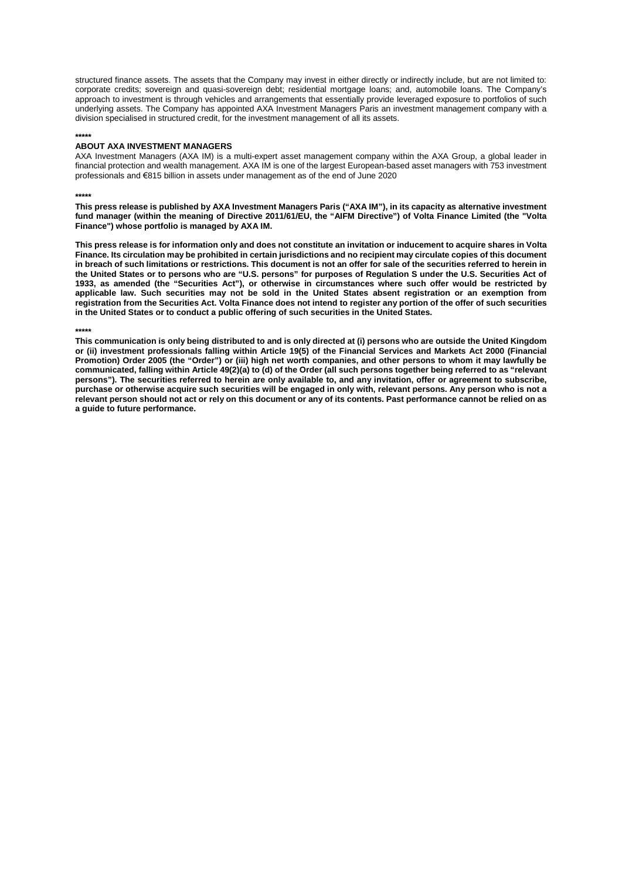structured finance assets. The assets that the Company may invest in either directly or indirectly include, but are not limited to: corporate credits; sovereign and quasi-sovereign debt; residential mortgage loans; and, automobile loans. The Company's approach to investment is through vehicles and arrangements that essentially provide leveraged exposure to portfolios of such underlying assets. The Company has appointed AXA Investment Managers Paris an investment management company with a division specialised in structured credit, for the investment management of all its assets.

*****

**ABOUT AXA INVESTMENT MANAGERS**

AXA Investment Managers (AXA IM) is a multi-expert asset management company within the AXA Group, a global leader in financial protection and wealth management. AXA IM is one of the largest European-based asset managers with 753 investment professionals and €815 billion in assets under management as of the end of June 2020

*****

**This press release is published by AXA Investment Managers Paris ("AXA IM"), in its capacity as alternative investment fund manager (within the meaning of Directive 2011/61/EU, the "AIFM Directive") of Volta Finance Limited (the "Volta Finance") whose portfolio is managed by AXA IM.**

**This press release is for information only and does not constitute an invitation or inducement to acquire shares in Volta Finance. Its circulation may be prohibited in certain jurisdictions and no recipient may circulate copies of this document in breach of such limitations or restrictions. This document is not an offer for sale of the securities referred to herein in the United States or to persons who are "U.S. persons" for purposes of Regulation S under the U.S. Securities Act of 1933, as amended (the "Securities Act"), or otherwise in circumstances where such offer would be restricted by applicable law. Such securities may not be sold in the United States absent registration or an exemption from registration from the Securities Act. Volta Finance does not intend to register any portion of the offer of such securities in the United States or to conduct a public offering of such securities in the United States.**

*****

**This communication is only being distributed to and is only directed at (i) persons who are outside the United Kingdom or (ii) investment professionals falling within Article 19(5) of the Financial Services and Markets Act 2000 (Financial Promotion) Order 2005 (the "Order") or (iii) high net worth companies, and other persons to whom it may lawfully be communicated, falling within Article 49(2)(a) to (d) of the Order (all such persons together being referred to as "relevant persons"). The securities referred to herein are only available to, and any invitation, offer or agreement to subscribe, purchase or otherwise acquire such securities will be engaged in only with, relevant persons. Any person who is not a relevant person should not act or rely on this document or any of its contents. Past performance cannot be relied on as a guide to future performance.**